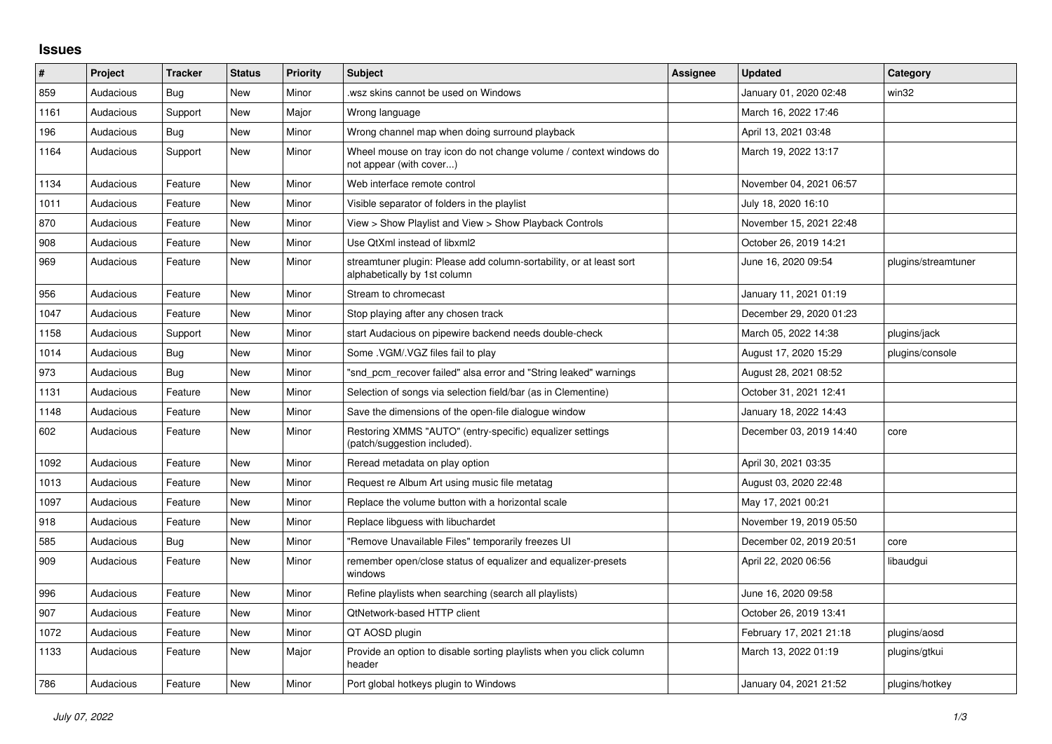## Issues

| # | Project | Tracker | Status | Priority | Subject | Assignee | Updated | Category |
|---|---|---|---|---|---|---|---|---|
| 859 | Audacious | Bug | New | Minor | .wsz skins cannot be used on Windows | | January 01, 2020 02:48 | win32 |
| 1161 | Audacious | Support | New | Major | Wrong language | | March 16, 2022 17:46 | |
| 196 | Audacious | Bug | New | Minor | Wrong channel map when doing surround playback | | April 13, 2021 03:48 | |
| 1164 | Audacious | Support | New | Minor | Wheel mouse on tray icon do not change volume / context windows do not appear (with cover...) | | March 19, 2022 13:17 | |
| 1134 | Audacious | Feature | New | Minor | Web interface remote control | | November 04, 2021 06:57 | |
| 1011 | Audacious | Feature | New | Minor | Visible separator of folders in the playlist | | July 18, 2020 16:10 | |
| 870 | Audacious | Feature | New | Minor | View > Show Playlist and View > Show Playback Controls | | November 15, 2021 22:48 | |
| 908 | Audacious | Feature | New | Minor | Use QtXml instead of libxml2 | | October 26, 2019 14:21 | |
| 969 | Audacious | Feature | New | Minor | streamtuner plugin: Please add column-sortability, or at least sort alphabetically by 1st column | | June 16, 2020 09:54 | plugins/streamtuner |
| 956 | Audacious | Feature | New | Minor | Stream to chromecast | | January 11, 2021 01:19 | |
| 1047 | Audacious | Feature | New | Minor | Stop playing after any chosen track | | December 29, 2020 01:23 | |
| 1158 | Audacious | Support | New | Minor | start Audacious on pipewire backend needs double-check | | March 05, 2022 14:38 | plugins/jack |
| 1014 | Audacious | Bug | New | Minor | Some .VGM/.VGZ files fail to play | | August 17, 2020 15:29 | plugins/console |
| 973 | Audacious | Bug | New | Minor | "snd_pcm_recover failed" alsa error and "String leaked" warnings | | August 28, 2021 08:52 | |
| 1131 | Audacious | Feature | New | Minor | Selection of songs via selection field/bar (as in Clementine) | | October 31, 2021 12:41 | |
| 1148 | Audacious | Feature | New | Minor | Save the dimensions of the open-file dialogue window | | January 18, 2022 14:43 | |
| 602 | Audacious | Feature | New | Minor | Restoring XMMS "AUTO" (entry-specific) equalizer settings (patch/suggestion included). | | December 03, 2019 14:40 | core |
| 1092 | Audacious | Feature | New | Minor | Reread metadata on play option | | April 30, 2021 03:35 | |
| 1013 | Audacious | Feature | New | Minor | Request re Album Art using music file metatag | | August 03, 2020 22:48 | |
| 1097 | Audacious | Feature | New | Minor | Replace the volume button with a horizontal scale | | May 17, 2021 00:21 | |
| 918 | Audacious | Feature | New | Minor | Replace libguess with libuchardet | | November 19, 2019 05:50 | |
| 585 | Audacious | Bug | New | Minor | "Remove Unavailable Files" temporarily freezes UI | | December 02, 2019 20:51 | core |
| 909 | Audacious | Feature | New | Minor | remember open/close status of equalizer and equalizer-presets windows | | April 22, 2020 06:56 | libaudgui |
| 996 | Audacious | Feature | New | Minor | Refine playlists when searching (search all playlists) | | June 16, 2020 09:58 | |
| 907 | Audacious | Feature | New | Minor | QtNetwork-based HTTP client | | October 26, 2019 13:41 | |
| 1072 | Audacious | Feature | New | Minor | QT AOSD plugin | | February 17, 2021 21:18 | plugins/aosd |
| 1133 | Audacious | Feature | New | Major | Provide an option to disable sorting playlists when you click column header | | March 13, 2022 01:19 | plugins/gtkui |
| 786 | Audacious | Feature | New | Minor | Port global hotkeys plugin to Windows | | January 04, 2021 21:52 | plugins/hotkey |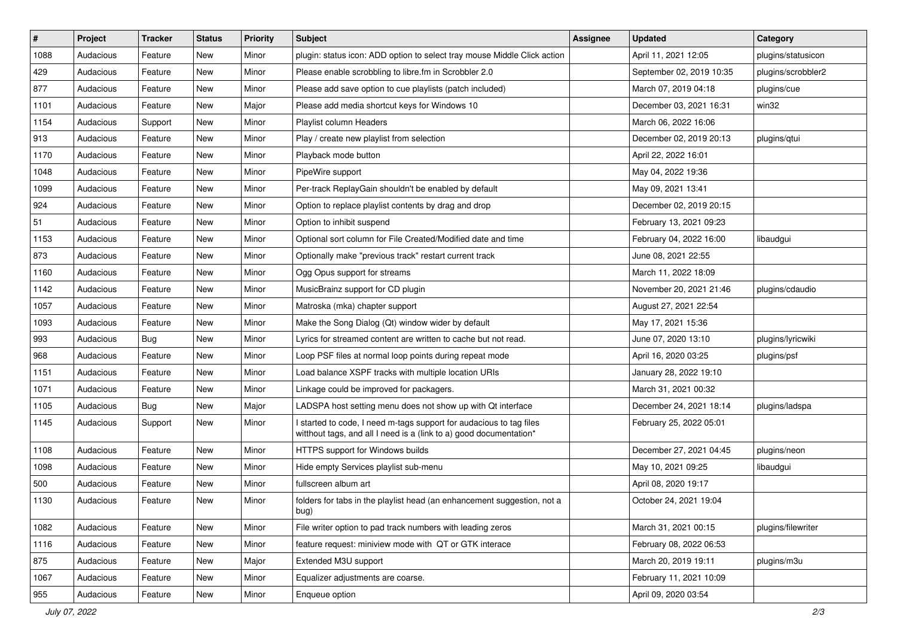| # | Project | Tracker | Status | Priority | Subject | Assignee | Updated | Category |
|---|---|---|---|---|---|---|---|---|
| 1088 | Audacious | Feature | New | Minor | plugin: status icon: ADD option to select tray mouse Middle Click action | | April 11, 2021 12:05 | plugins/statusicon |
| 429 | Audacious | Feature | New | Minor | Please enable scrobbling to libre.fm in Scrobbler 2.0 | | September 02, 2019 10:35 | plugins/scrobbler2 |
| 877 | Audacious | Feature | New | Minor | Please add save option to cue playlists (patch included) | | March 07, 2019 04:18 | plugins/cue |
| 1101 | Audacious | Feature | New | Major | Please add media shortcut keys for Windows 10 | | December 03, 2021 16:31 | win32 |
| 1154 | Audacious | Support | New | Minor | Playlist column Headers | | March 06, 2022 16:06 | |
| 913 | Audacious | Feature | New | Minor | Play / create new playlist from selection | | December 02, 2019 20:13 | plugins/qtui |
| 1170 | Audacious | Feature | New | Minor | Playback mode button | | April 22, 2022 16:01 | |
| 1048 | Audacious | Feature | New | Minor | PipeWire support | | May 04, 2022 19:36 | |
| 1099 | Audacious | Feature | New | Minor | Per-track ReplayGain shouldn't be enabled by default | | May 09, 2021 13:41 | |
| 924 | Audacious | Feature | New | Minor | Option to replace playlist contents by drag and drop | | December 02, 2019 20:15 | |
| 51 | Audacious | Feature | New | Minor | Option to inhibit suspend | | February 13, 2021 09:23 | |
| 1153 | Audacious | Feature | New | Minor | Optional sort column for File Created/Modified date and time | | February 04, 2022 16:00 | libaudgui |
| 873 | Audacious | Feature | New | Minor | Optionally make "previous track" restart current track | | June 08, 2021 22:55 | |
| 1160 | Audacious | Feature | New | Minor | Ogg Opus support for streams | | March 11, 2022 18:09 | |
| 1142 | Audacious | Feature | New | Minor | MusicBrainz support for CD plugin | | November 20, 2021 21:46 | plugins/cdaudio |
| 1057 | Audacious | Feature | New | Minor | Matroska (mka) chapter support | | August 27, 2021 22:54 | |
| 1093 | Audacious | Feature | New | Minor | Make the Song Dialog (Qt) window wider by default | | May 17, 2021 15:36 | |
| 993 | Audacious | Bug | New | Minor | Lyrics for streamed content are written to cache but not read. | | June 07, 2020 13:10 | plugins/lyricwiki |
| 968 | Audacious | Feature | New | Minor | Loop PSF files at normal loop points during repeat mode | | April 16, 2020 03:25 | plugins/psf |
| 1151 | Audacious | Feature | New | Minor | Load balance XSPF tracks with multiple location URIs | | January 28, 2022 19:10 | |
| 1071 | Audacious | Feature | New | Minor | Linkage could be improved for packagers. | | March 31, 2021 00:32 | |
| 1105 | Audacious | Bug | New | Major | LADSPA host setting menu does not show up with Qt interface | | December 24, 2021 18:14 | plugins/ladspa |
| 1145 | Audacious | Support | New | Minor | I started to code, I need m-tags support for audacious to tag files witthout tags, and all I need is a (link to a) good documentation* | | February 25, 2022 05:01 | |
| 1108 | Audacious | Feature | New | Minor | HTTPS support for Windows builds | | December 27, 2021 04:45 | plugins/neon |
| 1098 | Audacious | Feature | New | Minor | Hide empty Services playlist sub-menu | | May 10, 2021 09:25 | libaudgui |
| 500 | Audacious | Feature | New | Minor | fullscreen album art | | April 08, 2020 19:17 | |
| 1130 | Audacious | Feature | New | Minor | folders for tabs in the playlist head (an enhancement suggestion, not a bug) | | October 24, 2021 19:04 | |
| 1082 | Audacious | Feature | New | Minor | File writer option to pad track numbers with leading zeros | | March 31, 2021 00:15 | plugins/filewriter |
| 1116 | Audacious | Feature | New | Minor | feature request: miniview mode with QT or GTK interace | | February 08, 2022 06:53 | |
| 875 | Audacious | Feature | New | Major | Extended M3U support | | March 20, 2019 19:11 | plugins/m3u |
| 1067 | Audacious | Feature | New | Minor | Equalizer adjustments are coarse. | | February 11, 2021 10:09 | |
| 955 | Audacious | Feature | New | Minor | Enqueue option | | April 09, 2020 03:54 | |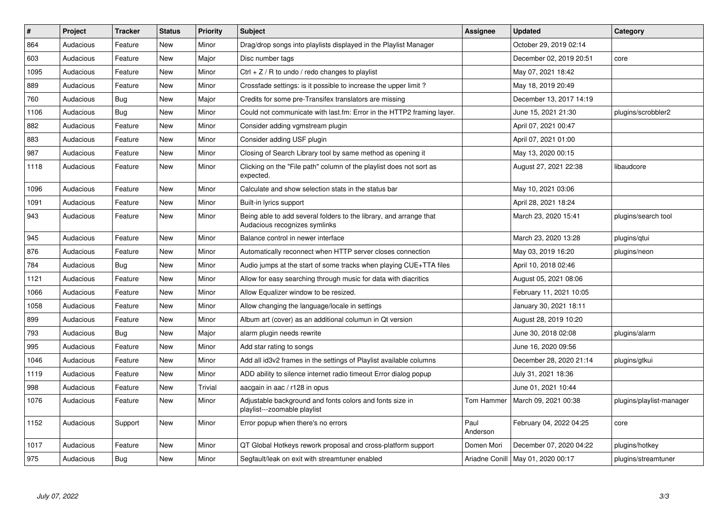| # | Project | Tracker | Status | Priority | Subject | Assignee | Updated | Category |
|---|---|---|---|---|---|---|---|---|
| 864 | Audacious | Feature | New | Minor | Drag/drop songs into playlists displayed in the Playlist Manager | | October 29, 2019 02:14 | |
| 603 | Audacious | Feature | New | Major | Disc number tags | | December 02, 2019 20:51 | core |
| 1095 | Audacious | Feature | New | Minor | Ctrl + Z / R to undo / redo changes to playlist | | May 07, 2021 18:42 | |
| 889 | Audacious | Feature | New | Minor | Crossfade settings: is it possible to increase the upper limit ? | | May 18, 2019 20:49 | |
| 760 | Audacious | Bug | New | Major | Credits for some pre-Transifex translators are missing | | December 13, 2017 14:19 | |
| 1106 | Audacious | Bug | New | Minor | Could not communicate with last.fm: Error in the HTTP2 framing layer. | | June 15, 2021 21:30 | plugins/scrobbler2 |
| 882 | Audacious | Feature | New | Minor | Consider adding vgmstream plugin | | April 07, 2021 00:47 | |
| 883 | Audacious | Feature | New | Minor | Consider adding USF plugin | | April 07, 2021 01:00 | |
| 987 | Audacious | Feature | New | Minor | Closing of Search Library tool by same method as opening it | | May 13, 2020 00:15 | |
| 1118 | Audacious | Feature | New | Minor | Clicking on the "File path" column of the playlist does not sort as expected. | | August 27, 2021 22:38 | libaudcore |
| 1096 | Audacious | Feature | New | Minor | Calculate and show selection stats in the status bar | | May 10, 2021 03:06 | |
| 1091 | Audacious | Feature | New | Minor | Built-in lyrics support | | April 28, 2021 18:24 | |
| 943 | Audacious | Feature | New | Minor | Being able to add several folders to the library, and arrange that Audacious recognizes symlinks | | March 23, 2020 15:41 | plugins/search tool |
| 945 | Audacious | Feature | New | Minor | Balance control in newer interface | | March 23, 2020 13:28 | plugins/qtui |
| 876 | Audacious | Feature | New | Minor | Automatically reconnect when HTTP server closes connection | | May 03, 2019 16:20 | plugins/neon |
| 784 | Audacious | Bug | New | Minor | Audio jumps at the start of some tracks when playing CUE+TTA files | | April 10, 2018 02:46 | |
| 1121 | Audacious | Feature | New | Minor | Allow for easy searching through music for data with diacritics | | August 05, 2021 08:06 | |
| 1066 | Audacious | Feature | New | Minor | Allow Equalizer window to be resized. | | February 11, 2021 10:05 | |
| 1058 | Audacious | Feature | New | Minor | Allow changing the language/locale in settings | | January 30, 2021 18:11 | |
| 899 | Audacious | Feature | New | Minor | Album art (cover) as an additional columun in Qt version | | August 28, 2019 10:20 | |
| 793 | Audacious | Bug | New | Major | alarm plugin needs rewrite | | June 30, 2018 02:08 | plugins/alarm |
| 995 | Audacious | Feature | New | Minor | Add star rating to songs | | June 16, 2020 09:56 | |
| 1046 | Audacious | Feature | New | Minor | Add all id3v2 frames in the settings of Playlist available columns | | December 28, 2020 21:14 | plugins/gtkui |
| 1119 | Audacious | Feature | New | Minor | ADD ability to silence internet radio timeout Error dialog popup | | July 31, 2021 18:36 | |
| 998 | Audacious | Feature | New | Trivial | aacgain in aac / r128 in opus | | June 01, 2021 10:44 | |
| 1076 | Audacious | Feature | New | Minor | Adjustable background and fonts colors and fonts size in playlist---zoomable playlist | Tom Hammer | March 09, 2021 00:38 | plugins/playlist-manager |
| 1152 | Audacious | Support | New | Minor | Error popup when there's no errors | Paul Anderson | February 04, 2022 04:25 | core |
| 1017 | Audacious | Feature | New | Minor | QT Global Hotkeys rework proposal and cross-platform support | Domen Mori | December 07, 2020 04:22 | plugins/hotkey |
| 975 | Audacious | Bug | New | Minor | Segfault/leak on exit with streamtuner enabled | Ariadne Conill | May 01, 2020 00:17 | plugins/streamtuner |

*July 07, 2022*